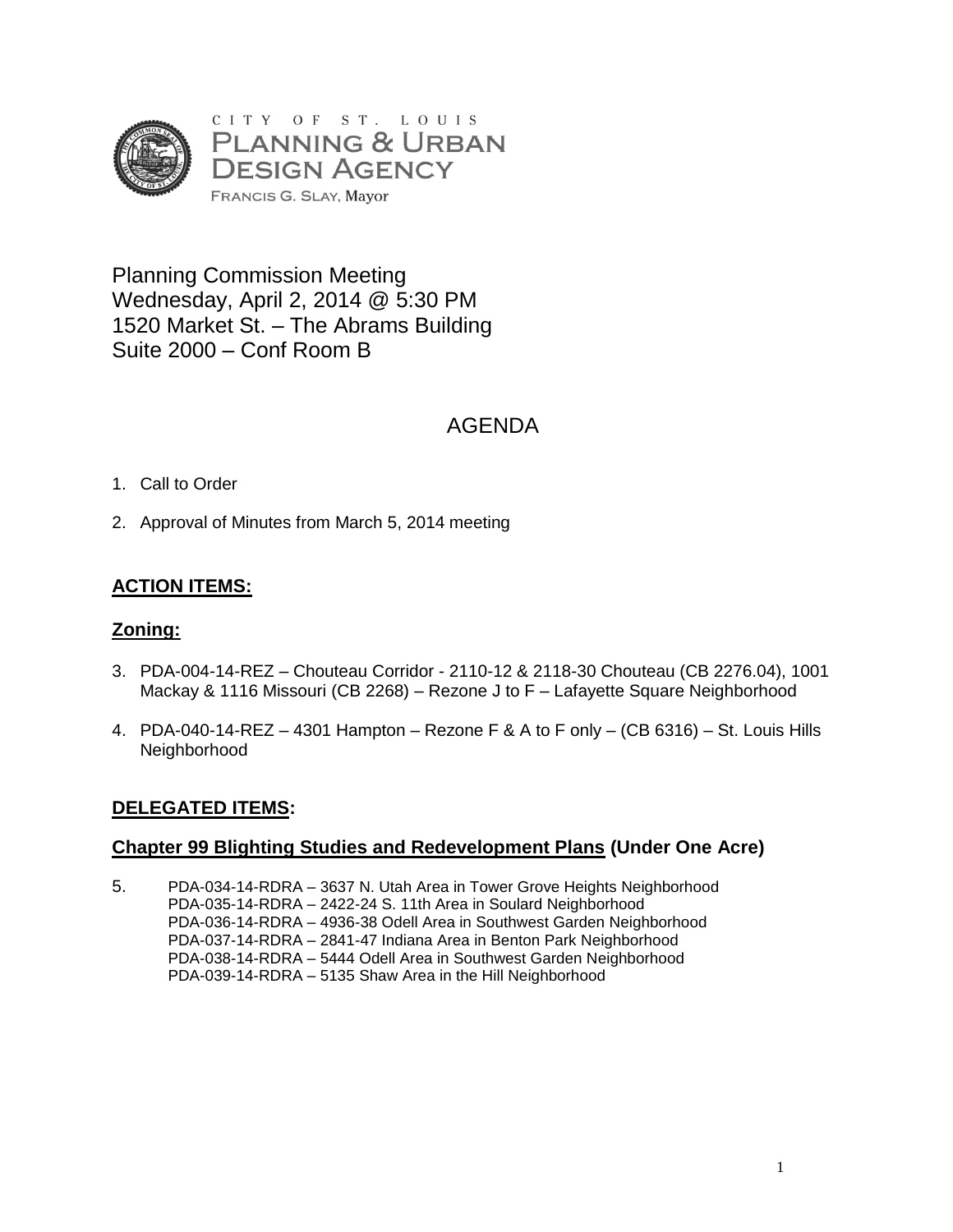CITY OF ST. LOUIS
PLANNING & URBAN DESIGN AGENCY
FRANCIS G. SLAY, Mayor

Planning Commission Meeting
Wednesday, April 2, 2014 @ 5:30 PM
1520 Market St. – The Abrams Building
Suite 2000 – Conf Room B

# AGENDA

1. Call to Order

2. Approval of Minutes from March 5, 2014 meeting

## ACTION ITEMS:

### Zoning:

3. PDA-004-14-REZ – Chouteau Corridor - 2110-12 & 2118-30 Chouteau (CB 2276.04), 1001 Mackay & 1116 Missouri (CB 2268) – Rezone J to F – Lafayette Square Neighborhood

4. PDA-040-14-REZ – 4301 Hampton – Rezone F & A to F only – (CB 6316) – St. Louis Hills Neighborhood

## DELEGATED ITEMS:

### Chapter 99 Blighting Studies and Redevelopment Plans (Under One Acre)

5. PDA-034-14-RDRA – 3637 N. Utah Area in Tower Grove Heights Neighborhood
   PDA-035-14-RDRA – 2422-24 S. 11th Area in Soulard Neighborhood
   PDA-036-14-RDRA – 4936-38 Odell Area in Southwest Garden Neighborhood
   PDA-037-14-RDRA – 2841-47 Indiana Area in Benton Park Neighborhood
   PDA-038-14-RDRA – 5444 Odell Area in Southwest Garden Neighborhood
   PDA-039-14-RDRA – 5135 Shaw Area in the Hill Neighborhood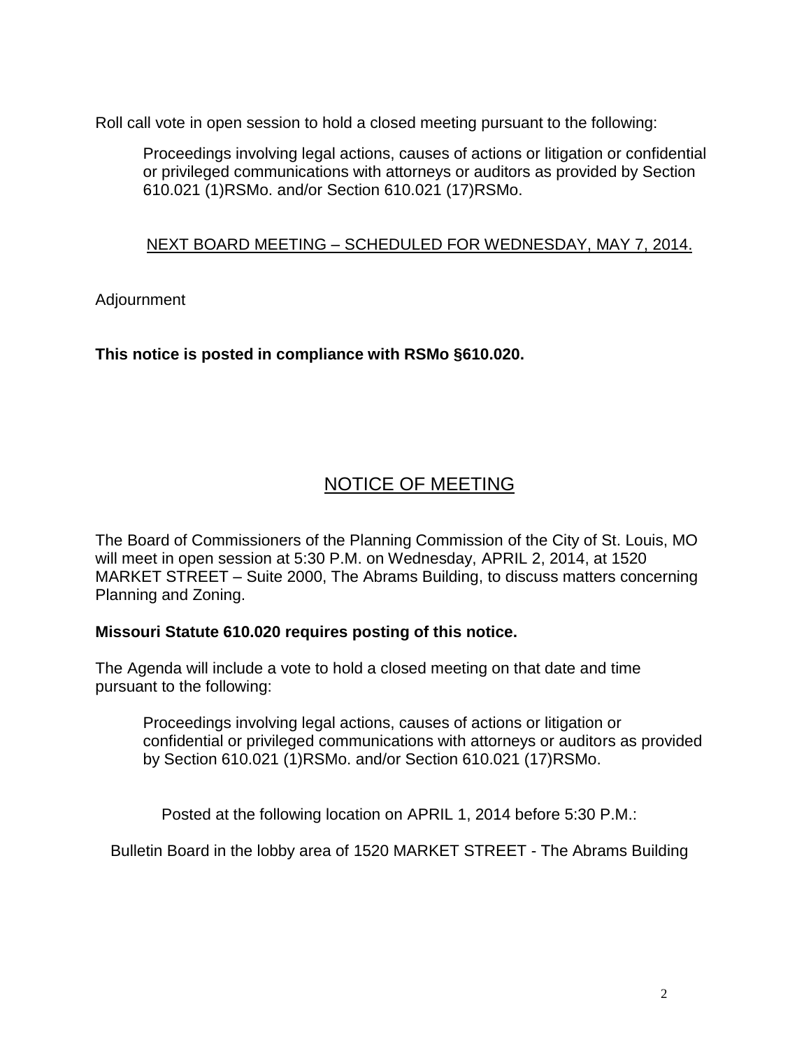Roll call vote in open session to hold a closed meeting pursuant to the following:

> Proceedings involving legal actions, causes of actions or litigation or confidential or privileged communications with attorneys or auditors as provided by Section 610.021 (1)RSMo. and/or Section 610.021 (17)RSMo.

NEXT BOARD MEETING – SCHEDULED FOR WEDNESDAY, MAY 7, 2014.

Adjournment

**This notice is posted in compliance with RSMo §610.020.**

## NOTICE OF MEETING

The Board of Commissioners of the Planning Commission of the City of St. Louis, MO will meet in open session at 5:30 P.M. on Wednesday, APRIL 2, 2014, at 1520 MARKET STREET – Suite 2000, The Abrams Building, to discuss matters concerning Planning and Zoning.

**Missouri Statute 610.020 requires posting of this notice.**

The Agenda will include a vote to hold a closed meeting on that date and time pursuant to the following:

> Proceedings involving legal actions, causes of actions or litigation or confidential or privileged communications with attorneys or auditors as provided by Section 610.021 (1)RSMo. and/or Section 610.021 (17)RSMo.

Posted at the following location on APRIL 1, 2014 before 5:30 P.M.:

Bulletin Board in the lobby area of 1520 MARKET STREET - The Abrams Building